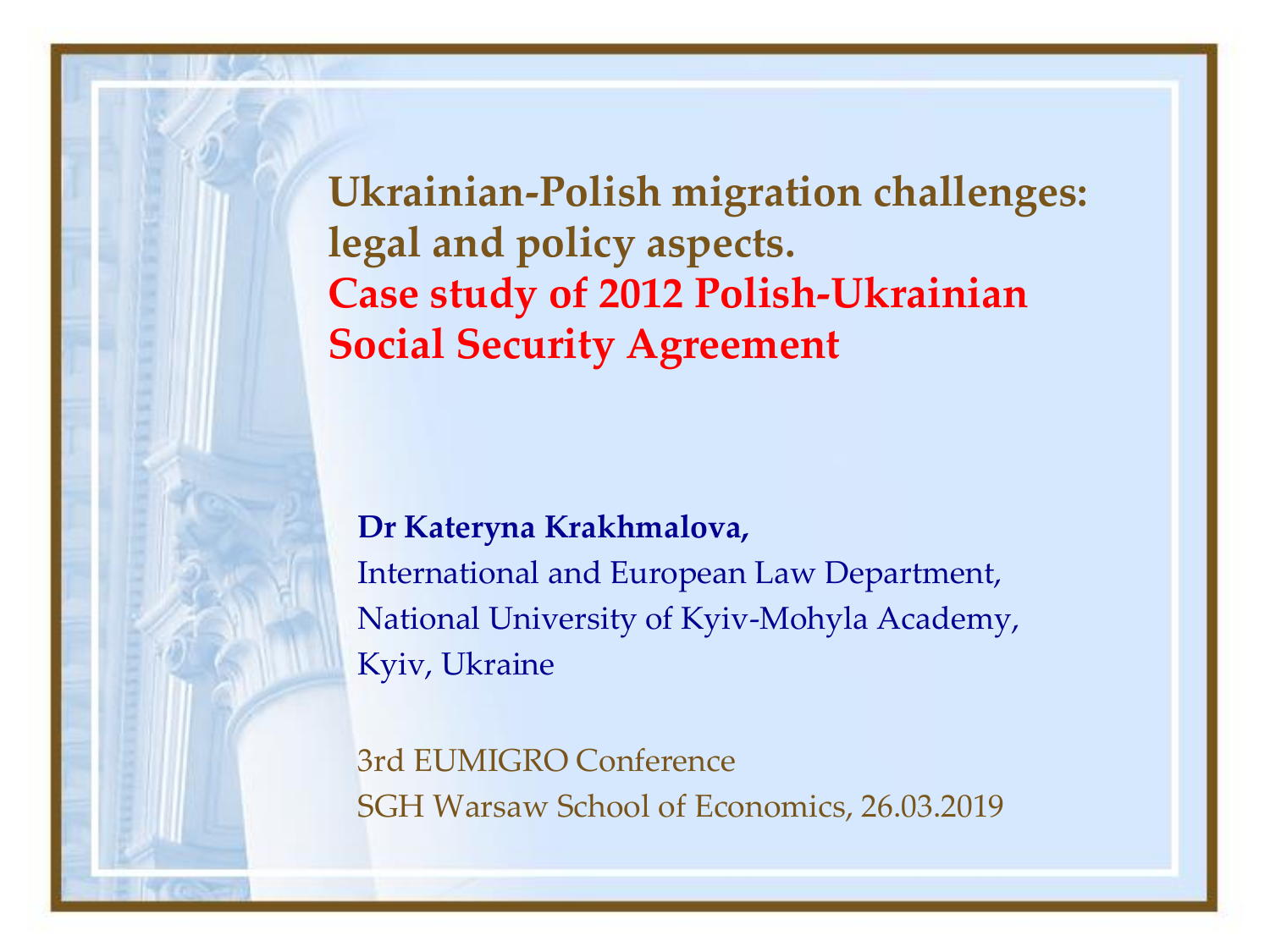# Ukrainian-Polish migration challenges: legal and policy aspects.

## Case study of 2012 Polish-Ukrainian Social Security Agreement

**Dr Kateryna Krakhmalova,**
International and European Law Department,
National University of Kyiv-Mohyla Academy,
Kyiv, Ukraine

3rd EUMIGRO Conference
SGH Warsaw School of Economics, 26.03.2019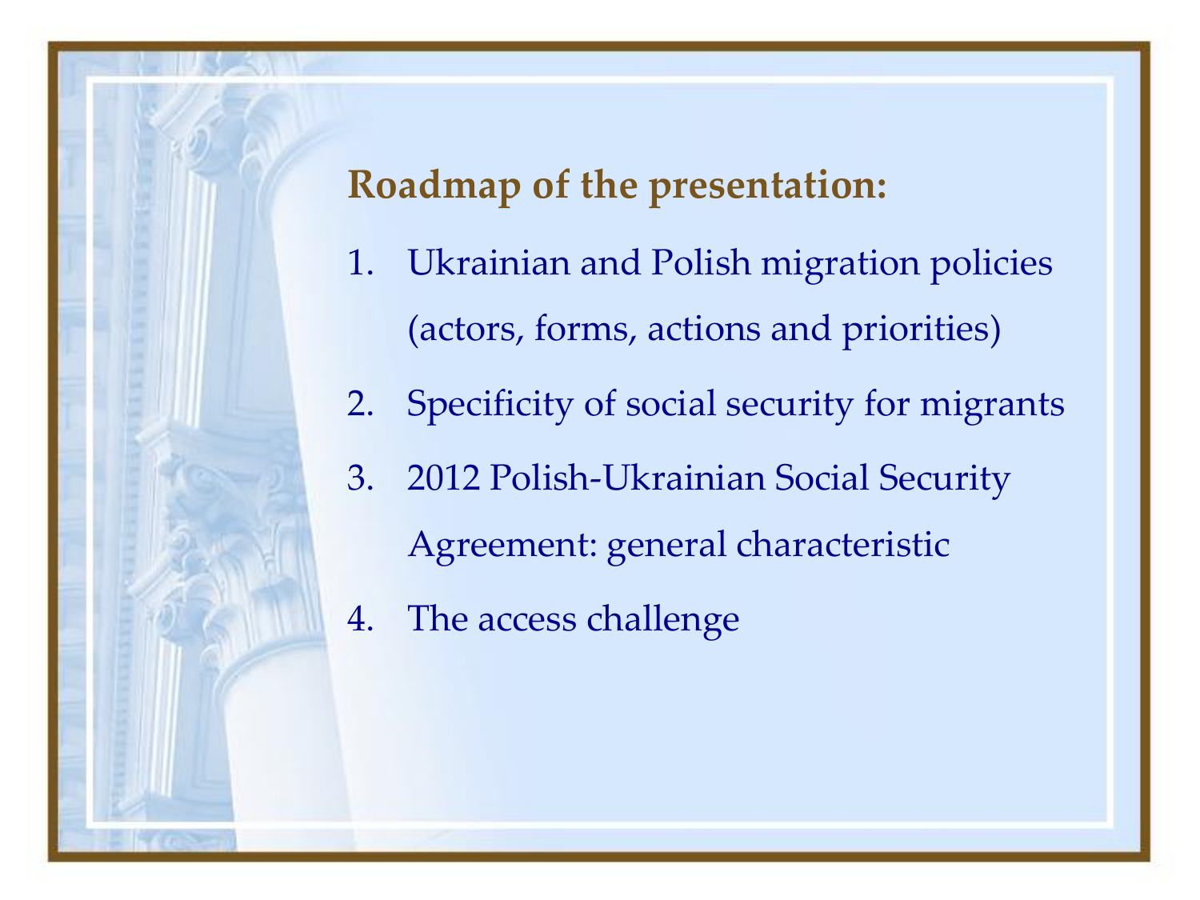## Roadmap of the presentation:

1. Ukrainian and Polish migration policies (actors, forms, actions and priorities)
2. Specificity of social security for migrants
3. 2012 Polish-Ukrainian Social Security Agreement: general characteristic
4. The access challenge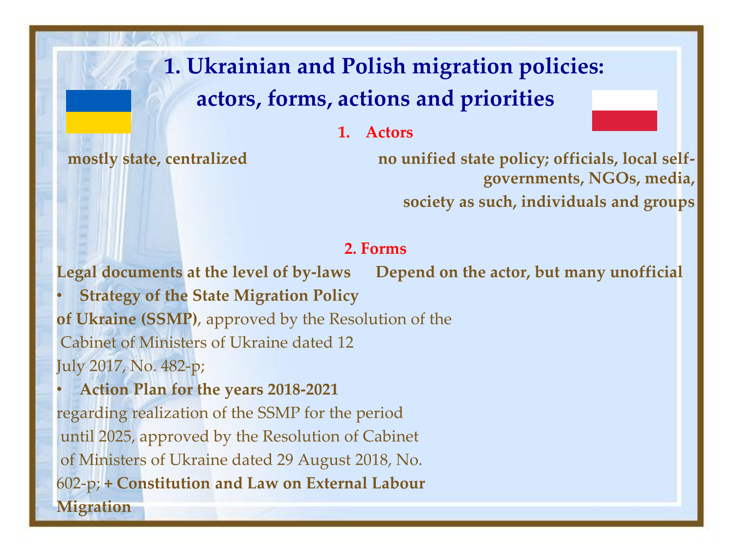# 1. Ukrainian and Polish migration policies: actors, forms, actions and priorities

## 1. Actors

| Ukraine | Poland |
|---|---|
| **mostly state, centralized** | **no unified state policy; officials, local self-governments, NGOs, media, society as such, individuals and groups** |

## 2. Forms

| Ukraine | Poland |
|---|---|
| **Legal documents at the level of by-laws** | **Depend on the actor, but many unofficial** |

- **Strategy of the State Migration Policy of Ukraine (SSMP)**, approved by the Resolution of the Cabinet of Ministers of Ukraine dated 12 July 2017, No. 482-p;
- **Action Plan for the years 2018-2021** regarding realization of the SSMP for the period until 2025, approved by the Resolution of Cabinet of Ministers of Ukraine dated 29 August 2018, No. 602-p; **+ Constitution and Law on External Labour Migration**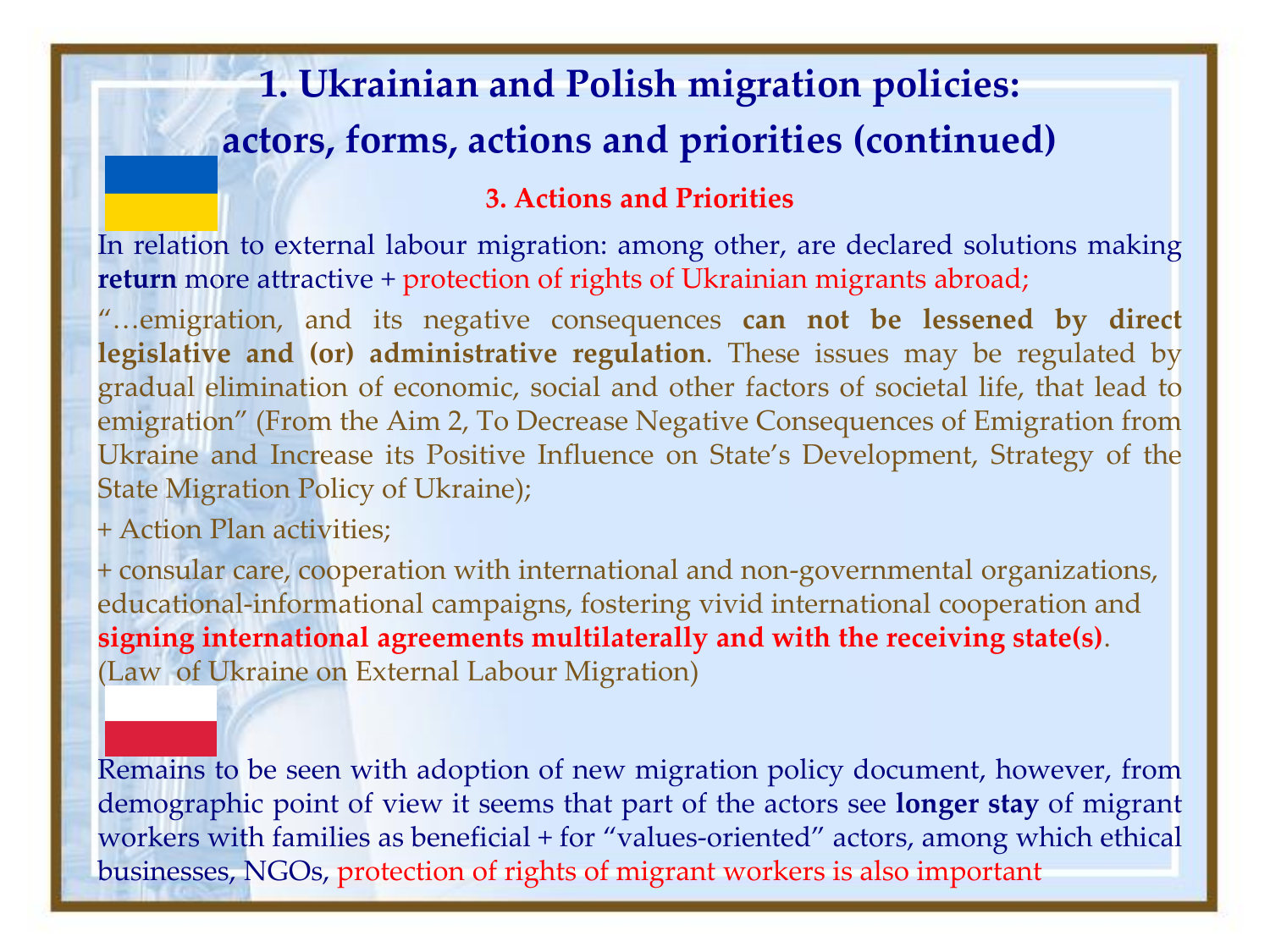# 1. Ukrainian and Polish migration policies: actors, forms, actions and priorities (continued)

### 3. Actions and Priorities

In relation to external labour migration: among other, are declared solutions making **return** more attractive + protection of rights of Ukrainian migrants abroad;

"…emigration, and its negative consequences **can not be lessened by direct legislative and (or) administrative regulation**. These issues may be regulated by gradual elimination of economic, social and other factors of societal life, that lead to emigration" (From the Aim 2, To Decrease Negative Consequences of Emigration from Ukraine and Increase its Positive Influence on State's Development, Strategy of the State Migration Policy of Ukraine);

+ Action Plan activities;

+ consular care, cooperation with international and non-governmental organizations, educational-informational campaigns, fostering vivid international cooperation and **signing international agreements multilaterally and with the receiving state(s)**. (Law of Ukraine on External Labour Migration)

Remains to be seen with adoption of new migration policy document, however, from demographic point of view it seems that part of the actors see **longer stay** of migrant workers with families as beneficial + for "values-oriented" actors, among which ethical businesses, NGOs, protection of rights of migrant workers is also important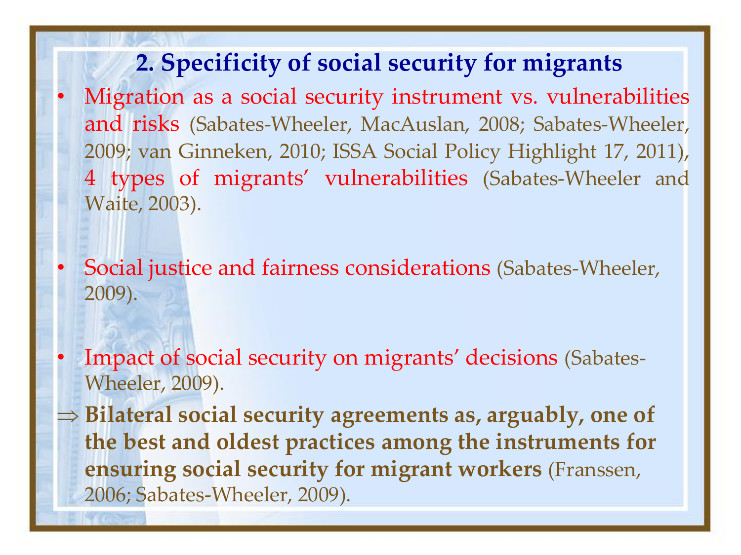## 2. Specificity of social security for migrants

- Migration as a social security instrument vs. vulnerabilities and risks (Sabates-Wheeler, MacAuslan, 2008; Sabates-Wheeler, 2009; van Ginneken, 2010; ISSA Social Policy Highlight 17, 2011), 4 types of migrants' vulnerabilities (Sabates-Wheeler and Waite, 2003).

- Social justice and fairness considerations (Sabates-Wheeler, 2009).

- Impact of social security on migrants' decisions (Sabates-Wheeler, 2009).

⇒ **Bilateral social security agreements as, arguably, one of the best and oldest practices among the instruments for ensuring social security for migrant workers** (Franssen, 2006; Sabates-Wheeler, 2009).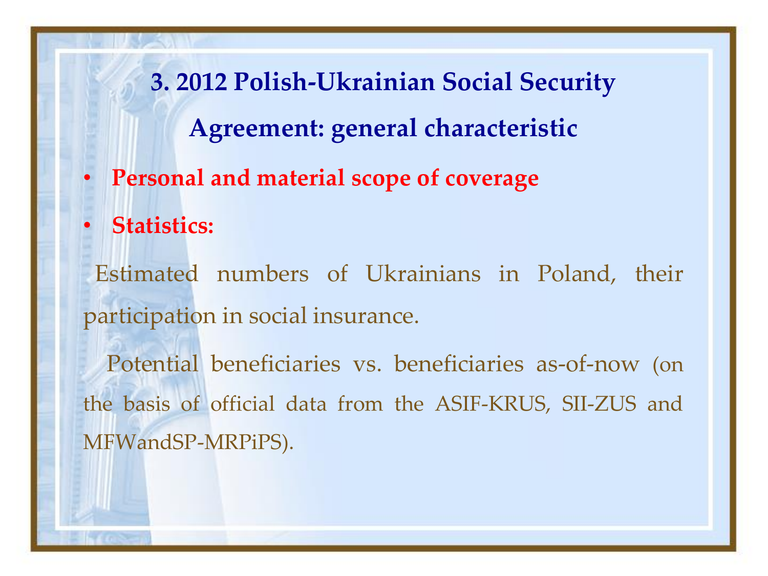## 3. 2012 Polish-Ukrainian Social Security Agreement: general characteristic

- **Personal and material scope of coverage**
- **Statistics:**

Estimated numbers of Ukrainians in Poland, their participation in social insurance.

Potential beneficiaries vs. beneficiaries as-of-now (on the basis of official data from the ASIF-KRUS, SII-ZUS and MFWandSP-MRPiPS).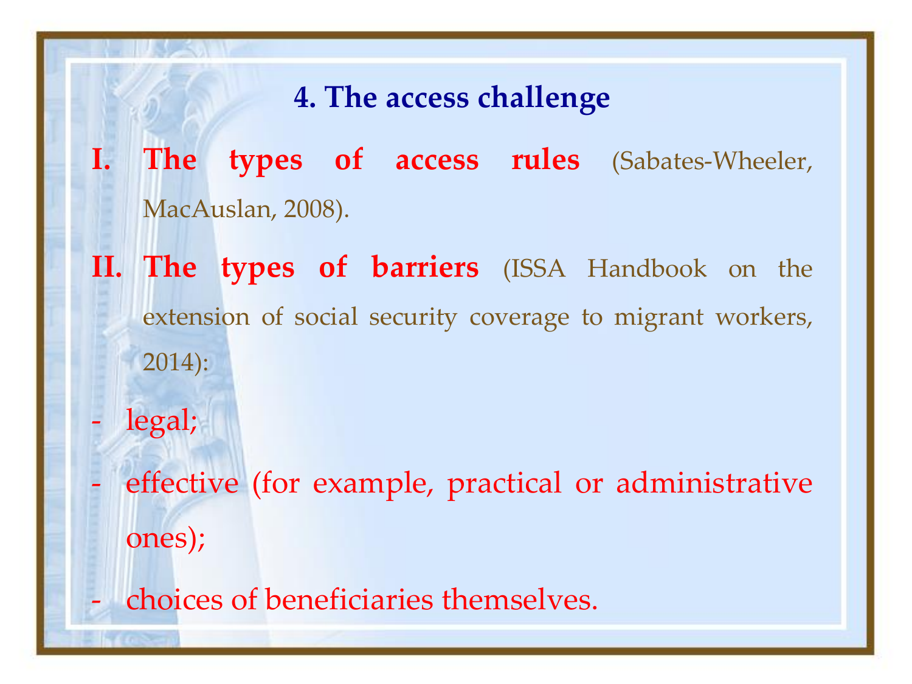## 4. The access challenge

I. **The types of access rules** (Sabates-Wheeler, MacAuslan, 2008).

II. **The types of barriers** (ISSA Handbook on the extension of social security coverage to migrant workers, 2014):

- legal;
- effective (for example, practical or administrative ones);
- choices of beneficiaries themselves.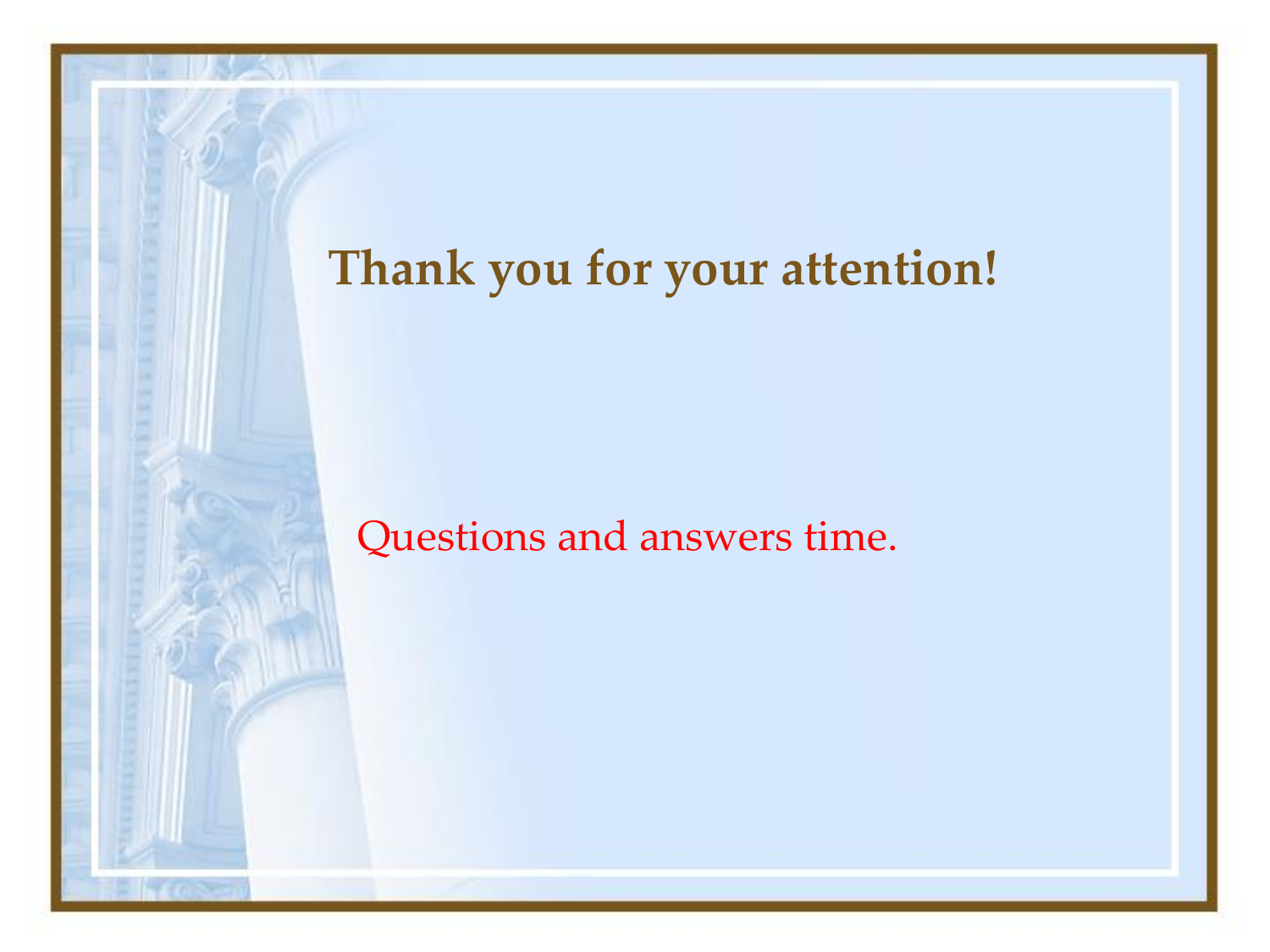# Thank you for your attention!

Questions and answers time.